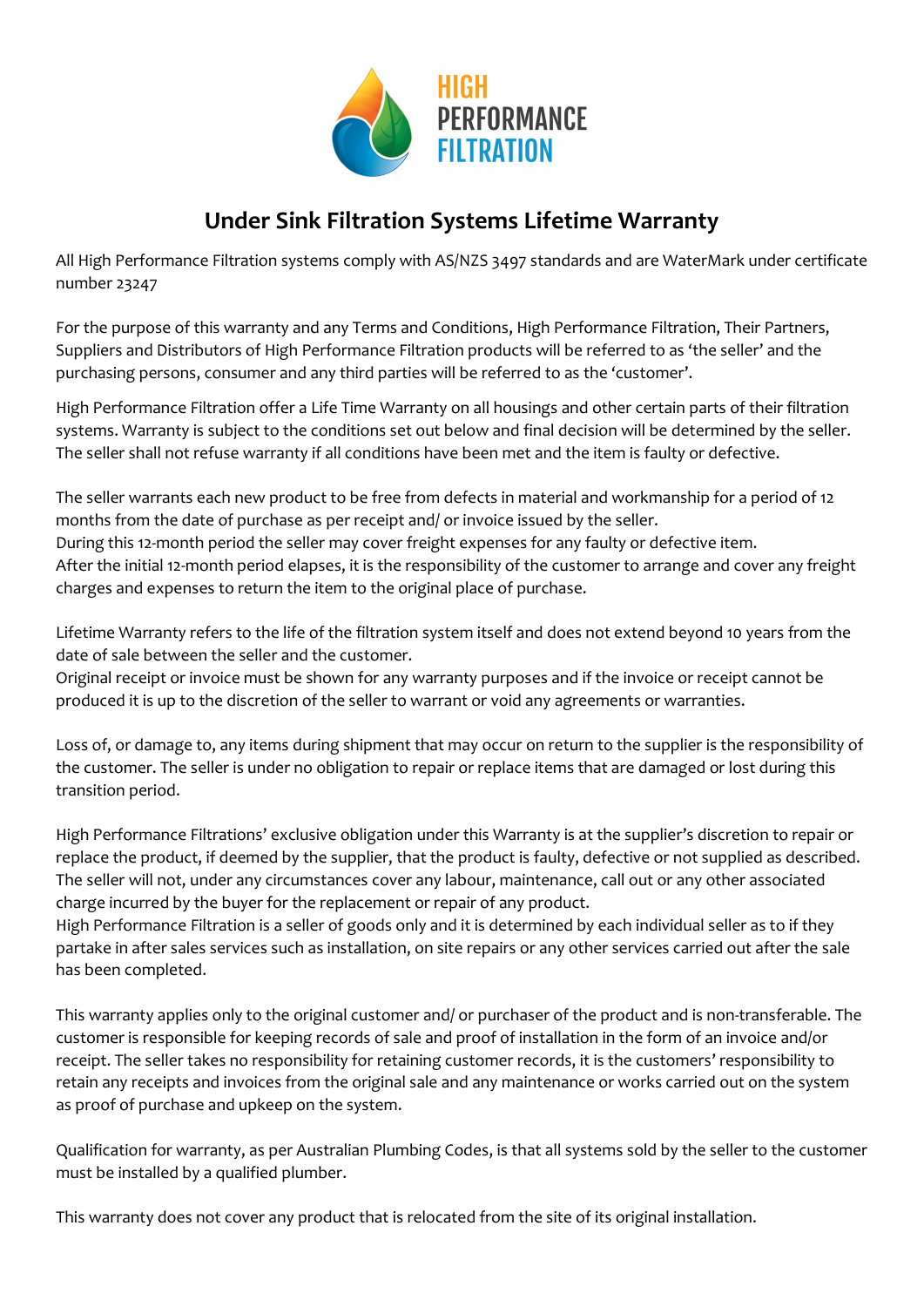HIGH PERFORMANCE FILTRATION

# Under Sink Filtration Systems Lifetime Warranty

All High Performance Filtration systems comply with AS/NZS 3497 standards and are WaterMark under certificate number 23247

For the purpose of this warranty and any Terms and Conditions, High Performance Filtration, Their Partners, Suppliers and Distributors of High Performance Filtration products will be referred to as 'the seller' and the purchasing persons, consumer and any third parties will be referred to as the 'customer'.

High Performance Filtration offer a Life Time Warranty on all housings and other certain parts of their filtration systems. Warranty is subject to the conditions set out below and final decision will be determined by the seller. The seller shall not refuse warranty if all conditions have been met and the item is faulty or defective.

The seller warrants each new product to be free from defects in material and workmanship for a period of 12 months from the date of purchase as per receipt and/ or invoice issued by the seller.
During this 12-month period the seller may cover freight expenses for any faulty or defective item.
After the initial 12-month period elapses, it is the responsibility of the customer to arrange and cover any freight charges and expenses to return the item to the original place of purchase.

Lifetime Warranty refers to the life of the filtration system itself and does not extend beyond 10 years from the date of sale between the seller and the customer.
Original receipt or invoice must be shown for any warranty purposes and if the invoice or receipt cannot be produced it is up to the discretion of the seller to warrant or void any agreements or warranties.

Loss of, or damage to, any items during shipment that may occur on return to the supplier is the responsibility of the customer. The seller is under no obligation to repair or replace items that are damaged or lost during this transition period.

High Performance Filtrations' exclusive obligation under this Warranty is at the supplier's discretion to repair or replace the product, if deemed by the supplier, that the product is faulty, defective or not supplied as described.
The seller will not, under any circumstances cover any labour, maintenance, call out or any other associated charge incurred by the buyer for the replacement or repair of any product.
High Performance Filtration is a seller of goods only and it is determined by each individual seller as to if they partake in after sales services such as installation, on site repairs or any other services carried out after the sale has been completed.

This warranty applies only to the original customer and/ or purchaser of the product and is non-transferable. The customer is responsible for keeping records of sale and proof of installation in the form of an invoice and/or receipt. The seller takes no responsibility for retaining customer records, it is the customers' responsibility to retain any receipts and invoices from the original sale and any maintenance or works carried out on the system as proof of purchase and upkeep on the system.

Qualification for warranty, as per Australian Plumbing Codes, is that all systems sold by the seller to the customer must be installed by a qualified plumber.

This warranty does not cover any product that is relocated from the site of its original installation.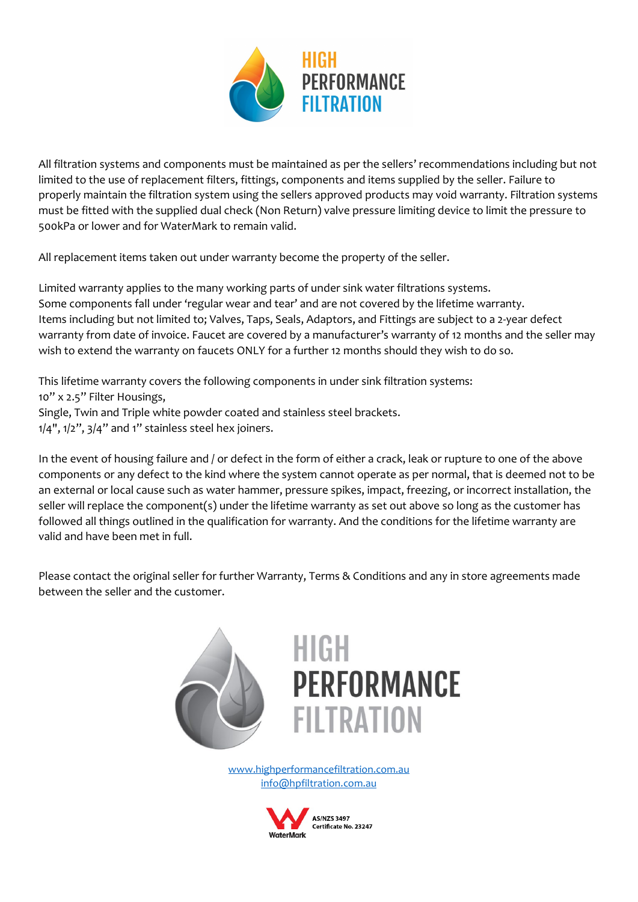HIGH PERFORMANCE FILTRATION

All filtration systems and components must be maintained as per the sellers' recommendations including but not limited to the use of replacement filters, fittings, components and items supplied by the seller. Failure to properly maintain the filtration system using the sellers approved products may void warranty. Filtration systems must be fitted with the supplied dual check (Non Return) valve pressure limiting device to limit the pressure to 500kPa or lower and for WaterMark to remain valid.

All replacement items taken out under warranty become the property of the seller.

Limited warranty applies to the many working parts of under sink water filtrations systems.
Some components fall under 'regular wear and tear' and are not covered by the lifetime warranty.
Items including but not limited to; Valves, Taps, Seals, Adaptors, and Fittings are subject to a 2-year defect warranty from date of invoice. Faucet are covered by a manufacturer's warranty of 12 months and the seller may wish to extend the warranty on faucets ONLY for a further 12 months should they wish to do so.

This lifetime warranty covers the following components in under sink filtration systems:
10" x 2.5" Filter Housings,
Single, Twin and Triple white powder coated and stainless steel brackets.
1/4", 1/2", 3/4" and 1" stainless steel hex joiners.

In the event of housing failure and / or defect in the form of either a crack, leak or rupture to one of the above components or any defect to the kind where the system cannot operate as per normal, that is deemed not to be an external or local cause such as water hammer, pressure spikes, impact, freezing, or incorrect installation, the seller will replace the component(s) under the lifetime warranty as set out above so long as the customer has followed all things outlined in the qualification for warranty. And the conditions for the lifetime warranty are valid and have been met in full.

Please contact the original seller for further Warranty, Terms & Conditions and any in store agreements made between the seller and the customer.

HIGH PERFORMANCE FILTRATION

[www.highperformancefiltration.com.au](http://www.highperformancefiltration.com.au)
[info@hpfiltration.com.au](mailto:info@hpfiltration.com.au)

WaterMark
AS/NZS 3497
Certificate No. 23247